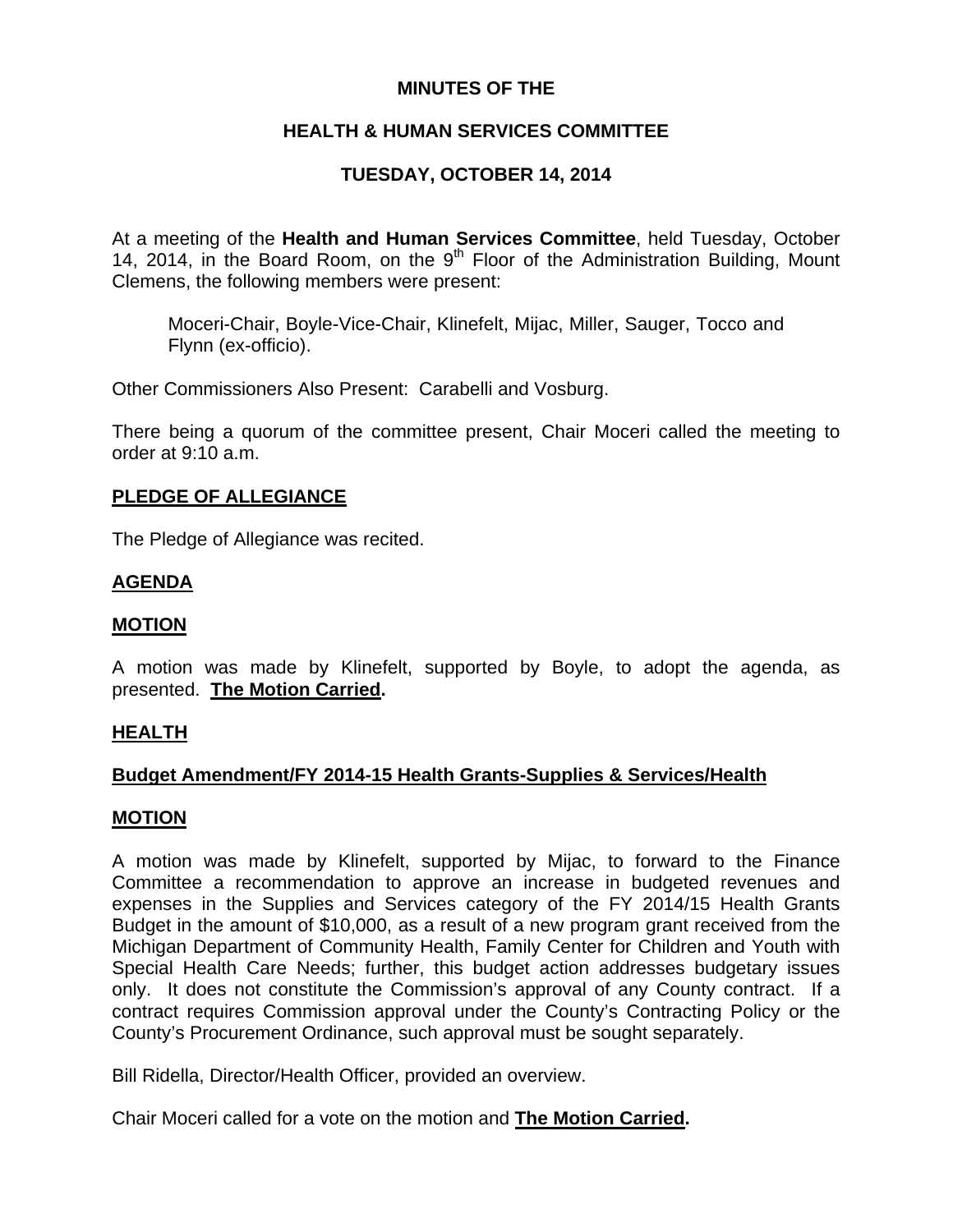# MINUTES OF THE

## HEALTH & HUMAN SERVICES COMMITTEE

## TUESDAY, OCTOBER 14, 2014

At a meeting of the **Health and Human Services Committee**, held Tuesday, October 14, 2014, in the Board Room, on the 9th Floor of the Administration Building, Mount Clemens, the following members were present:

> Moceri-Chair, Boyle-Vice-Chair, Klinefelt, Mijac, Miller, Sauger, Tocco and Flynn (ex-officio).

Other Commissioners Also Present: Carabelli and Vosburg.

There being a quorum of the committee present, Chair Moceri called the meeting to order at 9:10 a.m.

### PLEDGE OF ALLEGIANCE

The Pledge of Allegiance was recited.

### AGENDA

### MOTION

A motion was made by Klinefelt, supported by Boyle, to adopt the agenda, as presented. **The Motion Carried.**

### HEALTH

### Budget Amendment/FY 2014-15 Health Grants-Supplies & Services/Health

### MOTION

A motion was made by Klinefelt, supported by Mijac, to forward to the Finance Committee a recommendation to approve an increase in budgeted revenues and expenses in the Supplies and Services category of the FY 2014/15 Health Grants Budget in the amount of $10,000, as a result of a new program grant received from the Michigan Department of Community Health, Family Center for Children and Youth with Special Health Care Needs; further, this budget action addresses budgetary issues only. It does not constitute the Commission's approval of any County contract. If a contract requires Commission approval under the County's Contracting Policy or the County's Procurement Ordinance, such approval must be sought separately.

Bill Ridella, Director/Health Officer, provided an overview.

Chair Moceri called for a vote on the motion and **The Motion Carried.**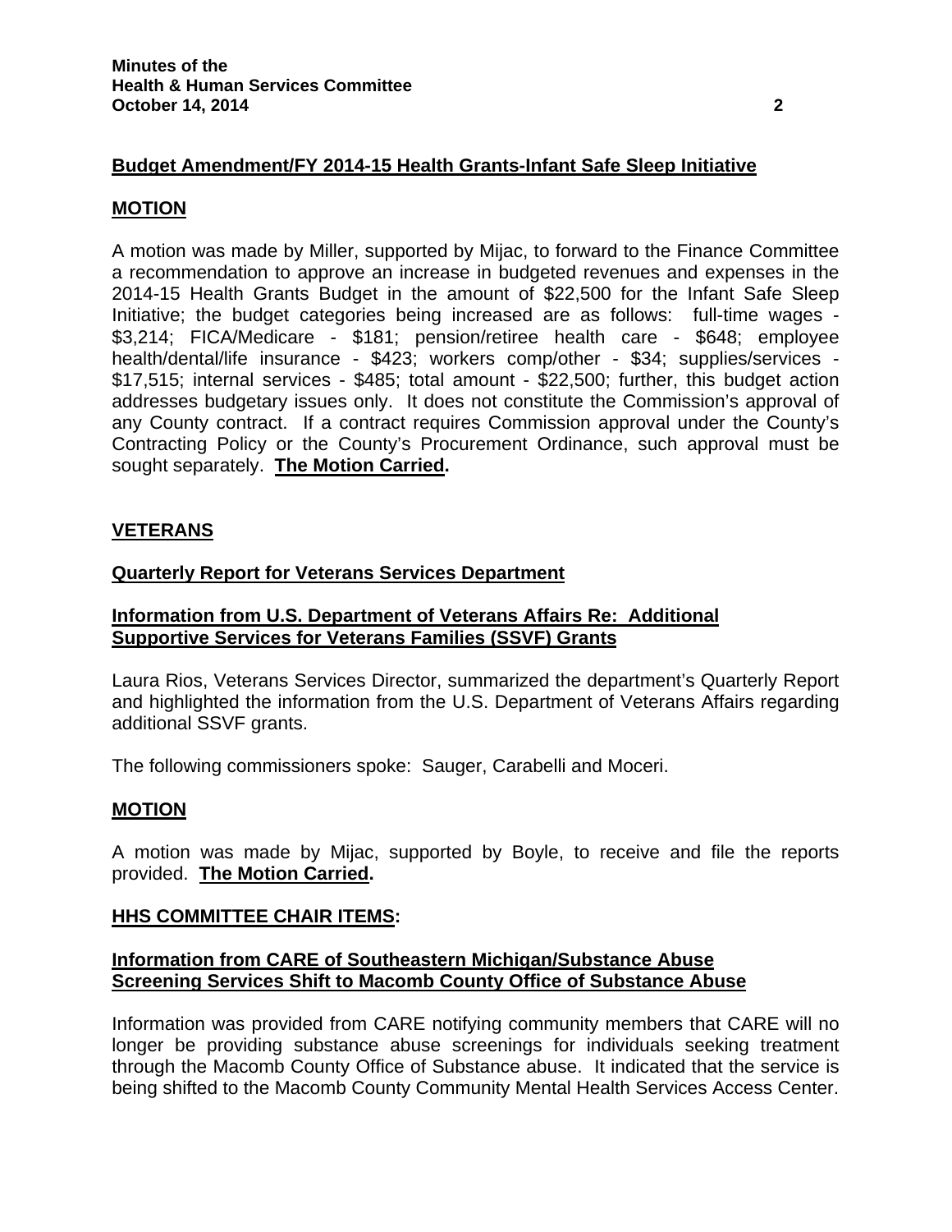**Budget Amendment/FY 2014-15 Health Grants-Infant Safe Sleep Initiative**

**MOTION**

A motion was made by Miller, supported by Mijac, to forward to the Finance Committee a recommendation to approve an increase in budgeted revenues and expenses in the 2014-15 Health Grants Budget in the amount of $22,500 for the Infant Safe Sleep Initiative; the budget categories being increased are as follows: full-time wages - $3,214; FICA/Medicare - $181; pension/retiree health care - $648; employee health/dental/life insurance - $423; workers comp/other - $34; supplies/services - $17,515; internal services - $485; total amount - $22,500; further, this budget action addresses budgetary issues only. It does not constitute the Commission's approval of any County contract. If a contract requires Commission approval under the County's Contracting Policy or the County's Procurement Ordinance, such approval must be sought separately. **The Motion Carried.**

**VETERANS**

**Quarterly Report for Veterans Services Department**

**Information from U.S. Department of Veterans Affairs Re: Additional Supportive Services for Veterans Families (SSVF) Grants**

Laura Rios, Veterans Services Director, summarized the department's Quarterly Report and highlighted the information from the U.S. Department of Veterans Affairs regarding additional SSVF grants.

The following commissioners spoke: Sauger, Carabelli and Moceri.

**MOTION**

A motion was made by Mijac, supported by Boyle, to receive and file the reports provided. **The Motion Carried.**

**HHS COMMITTEE CHAIR ITEMS:**

**Information from CARE of Southeastern Michigan/Substance Abuse Screening Services Shift to Macomb County Office of Substance Abuse**

Information was provided from CARE notifying community members that CARE will no longer be providing substance abuse screenings for individuals seeking treatment through the Macomb County Office of Substance abuse. It indicated that the service is being shifted to the Macomb County Community Mental Health Services Access Center.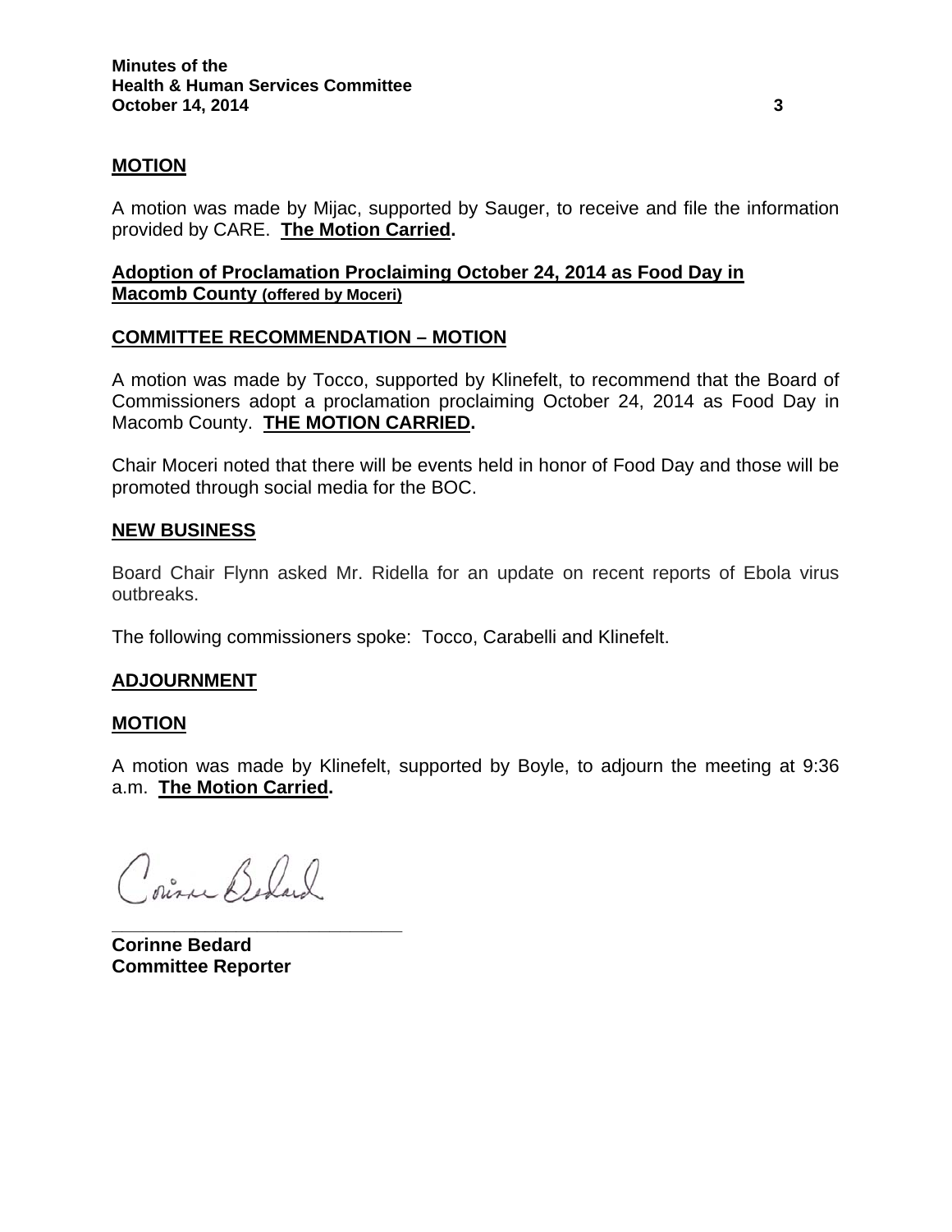**MOTION**

A motion was made by Mijac, supported by Sauger, to receive and file the information provided by CARE. **The Motion Carried.**

**Adoption of Proclamation Proclaiming October 24, 2014 as Food Day in Macomb County (offered by Moceri)**

**COMMITTEE RECOMMENDATION – MOTION**

A motion was made by Tocco, supported by Klinefelt, to recommend that the Board of Commissioners adopt a proclamation proclaiming October 24, 2014 as Food Day in Macomb County. **THE MOTION CARRIED.**

Chair Moceri noted that there will be events held in honor of Food Day and those will be promoted through social media for the BOC.

**NEW BUSINESS**

Board Chair Flynn asked Mr. Ridella for an update on recent reports of Ebola virus outbreaks.

The following commissioners spoke: Tocco, Carabelli and Klinefelt.

**ADJOURNMENT**

**MOTION**

A motion was made by Klinefelt, supported by Boyle, to adjourn the meeting at 9:36 a.m. **The Motion Carried.**

\_\_\_\_\_\_\_\_\_\_\_\_\_\_\_\_\_\_\_\_\_\_\_\_\_\_\_\_\_\_\_\_

**Corinne Bedard**
**Committee Reporter**